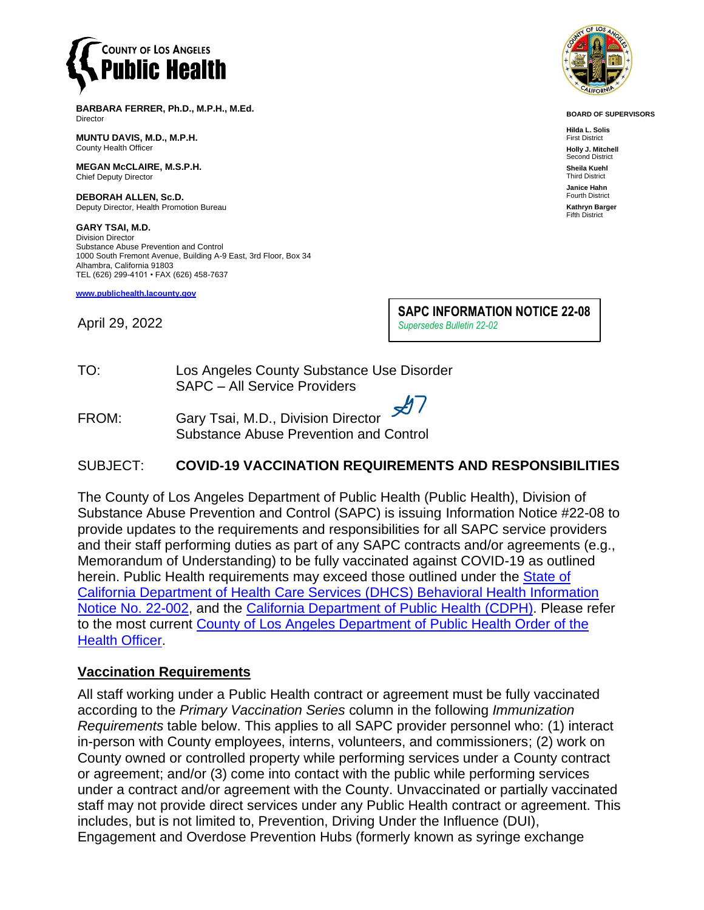**COUNTY OF LOS ANGELES Public Health**

**BARBARA FERRER, Ph.D., M.P.H., M.Ed.**
Director

**MUNTU DAVIS, M.D., M.P.H.**
County Health Officer

**MEGAN McCLAIRE, M.S.P.H.**
Chief Deputy Director

**DEBORAH ALLEN, Sc.D.**
Deputy Director, Health Promotion Bureau

**GARY TSAI, M.D.**
Division Director
Substance Abuse Prevention and Control
1000 South Fremont Avenue, Building A-9 East, 3rd Floor, Box 34
Alhambra, California 91803
TEL (626) 299-4101 • FAX (626) 458-7637

**www.publichealth.lacounty.gov**

**BOARD OF SUPERVISORS**

**Hilda L. Solis**
First District

**Holly J. Mitchell**
Second District

**Sheila Kuehl**
Third District

**Janice Hahn**
Fourth District

**Kathryn Barger**
Fifth District

April 29, 2022

**SAPC INFORMATION NOTICE 22-08**
*Supersedes Bulletin 22-02*

TO: Los Angeles County Substance Use Disorder
SAPC – All Service Providers

FROM: Gary Tsai, M.D., Division Director
Substance Abuse Prevention and Control

SUBJECT: **COVID-19 VACCINATION REQUIREMENTS AND RESPONSIBILITIES**

The County of Los Angeles Department of Public Health (Public Health), Division of Substance Abuse Prevention and Control (SAPC) is issuing Information Notice #22-08 to provide updates to the requirements and responsibilities for all SAPC service providers and their staff performing duties as part of any SAPC contracts and/or agreements (e.g., Memorandum of Understanding) to be fully vaccinated against COVID-19 as outlined herein. Public Health requirements may exceed those outlined under the State of California Department of Health Care Services (DHCS) Behavioral Health Information Notice No. 22-002, and the California Department of Public Health (CDPH). Please refer to the most current County of Los Angeles Department of Public Health Order of the Health Officer.

## Vaccination Requirements

All staff working under a Public Health contract or agreement must be fully vaccinated according to the *Primary Vaccination Series* column in the following *Immunization Requirements* table below. This applies to all SAPC provider personnel who: (1) interact in-person with County employees, interns, volunteers, and commissioners; (2) work on County owned or controlled property while performing services under a County contract or agreement; and/or (3) come into contact with the public while performing services under a contract and/or agreement with the County. Unvaccinated or partially vaccinated staff may not provide direct services under any Public Health contract or agreement. This includes, but is not limited to, Prevention, Driving Under the Influence (DUI), Engagement and Overdose Prevention Hubs (formerly known as syringe exchange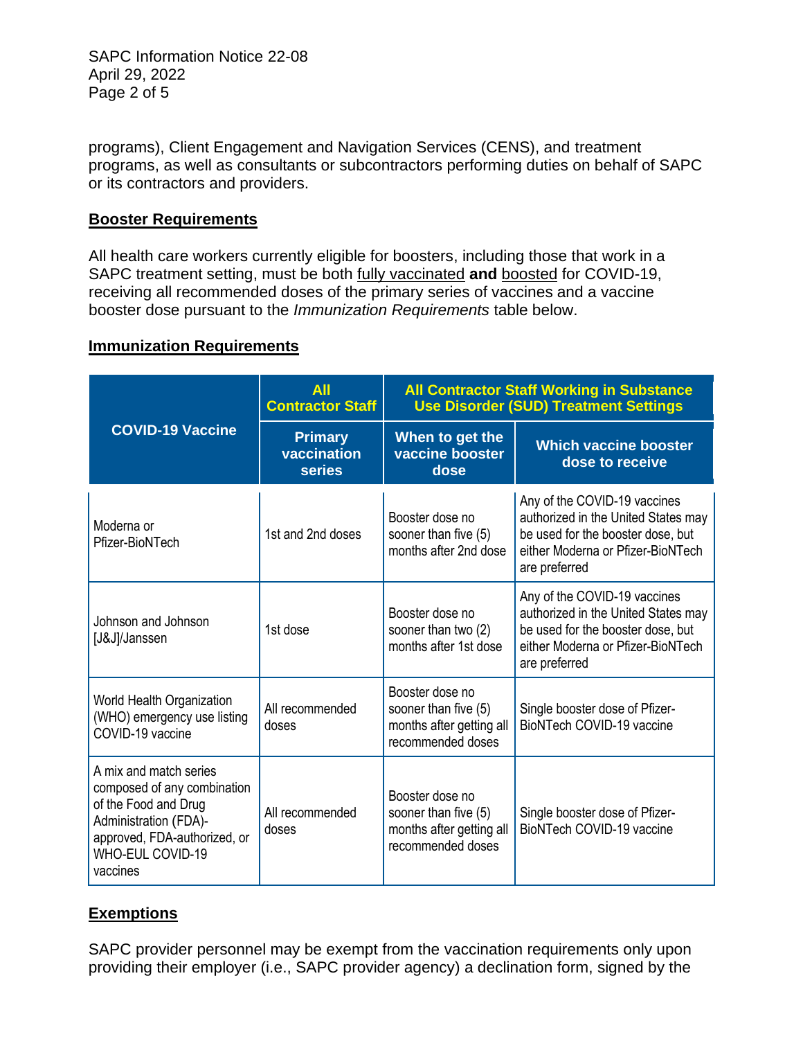programs), Client Engagement and Navigation Services (CENS), and treatment programs, as well as consultants or subcontractors performing duties on behalf of SAPC or its contractors and providers.

## Booster Requirements

All health care workers currently eligible for boosters, including those that work in a SAPC treatment setting, must be both fully vaccinated **and** boosted for COVID-19, receiving all recommended doses of the primary series of vaccines and a vaccine booster dose pursuant to the *Immunization Requirements* table below.

## Immunization Requirements

| COVID-19 Vaccine | All Contractor Staff | All Contractor Staff Working in Substance Use Disorder (SUD) Treatment Settings | |
|---|---|---|---|
| | Primary vaccination series | When to get the vaccine booster dose | Which vaccine booster dose to receive |
| Moderna or Pfizer-BioNTech | 1st and 2nd doses | Booster dose no sooner than five (5) months after 2nd dose | Any of the COVID-19 vaccines authorized in the United States may be used for the booster dose, but either Moderna or Pfizer-BioNTech are preferred |
| Johnson and Johnson [J&J]/Janssen | 1st dose | Booster dose no sooner than two (2) months after 1st dose | Any of the COVID-19 vaccines authorized in the United States may be used for the booster dose, but either Moderna or Pfizer-BioNTech are preferred |
| World Health Organization (WHO) emergency use listing COVID-19 vaccine | All recommended doses | Booster dose no sooner than five (5) months after getting all recommended doses | Single booster dose of Pfizer-BioNTech COVID-19 vaccine |
| A mix and match series composed of any combination of the Food and Drug Administration (FDA)-approved, FDA-authorized, or WHO-EUL COVID-19 vaccines | All recommended doses | Booster dose no sooner than five (5) months after getting all recommended doses | Single booster dose of Pfizer-BioNTech COVID-19 vaccine |

## Exemptions

SAPC provider personnel may be exempt from the vaccination requirements only upon providing their employer (i.e., SAPC provider agency) a declination form, signed by the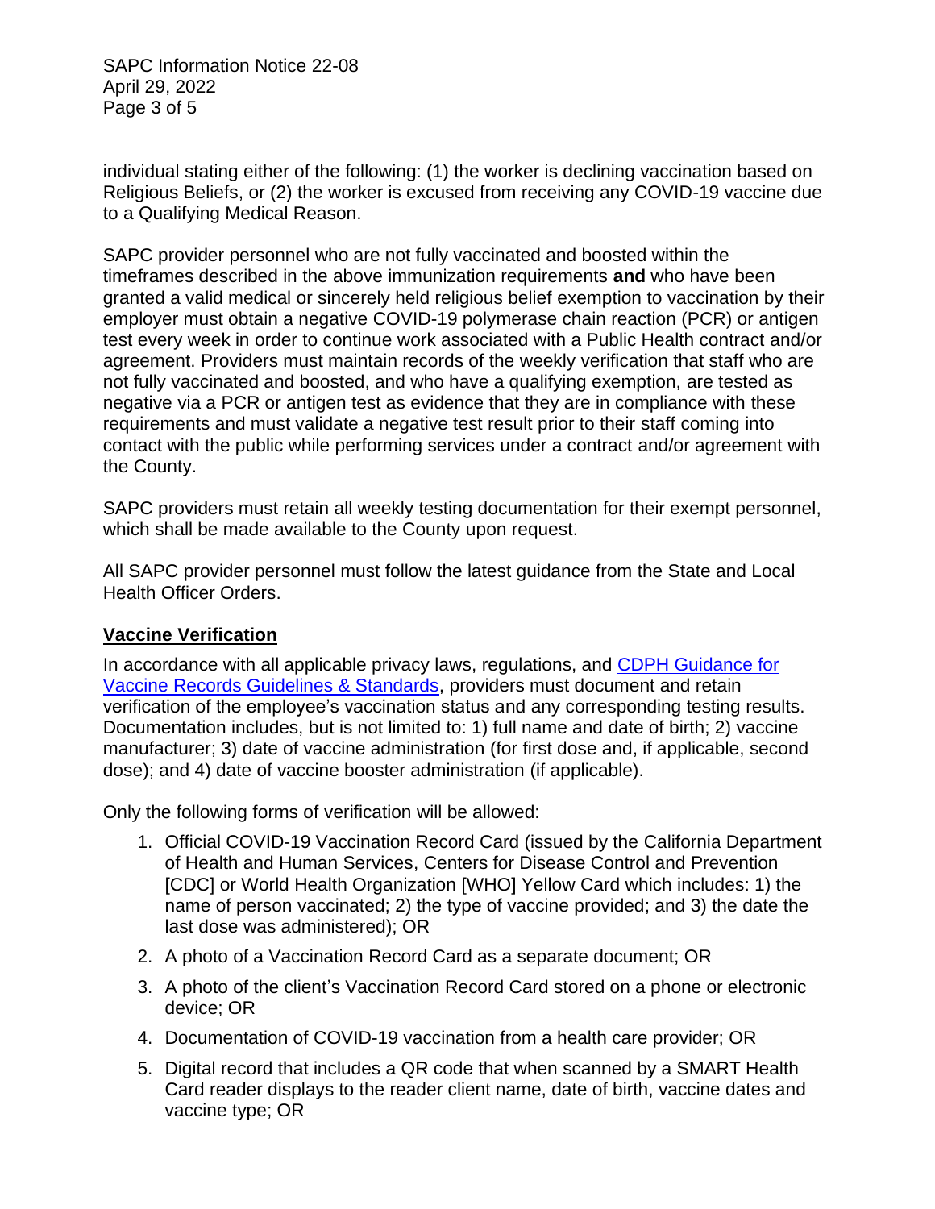individual stating either of the following: (1) the worker is declining vaccination based on Religious Beliefs, or (2) the worker is excused from receiving any COVID-19 vaccine due to a Qualifying Medical Reason.

SAPC provider personnel who are not fully vaccinated and boosted within the timeframes described in the above immunization requirements **and** who have been granted a valid medical or sincerely held religious belief exemption to vaccination by their employer must obtain a negative COVID-19 polymerase chain reaction (PCR) or antigen test every week in order to continue work associated with a Public Health contract and/or agreement. Providers must maintain records of the weekly verification that staff who are not fully vaccinated and boosted, and who have a qualifying exemption, are tested as negative via a PCR or antigen test as evidence that they are in compliance with these requirements and must validate a negative test result prior to their staff coming into contact with the public while performing services under a contract and/or agreement with the County.

SAPC providers must retain all weekly testing documentation for their exempt personnel, which shall be made available to the County upon request.

All SAPC provider personnel must follow the latest guidance from the State and Local Health Officer Orders.

## Vaccine Verification

In accordance with all applicable privacy laws, regulations, and [CDPH Guidance for Vaccine Records Guidelines & Standards](), providers must document and retain verification of the employee's vaccination status and any corresponding testing results. Documentation includes, but is not limited to: 1) full name and date of birth; 2) vaccine manufacturer; 3) date of vaccine administration (for first dose and, if applicable, second dose); and 4) date of vaccine booster administration (if applicable).

Only the following forms of verification will be allowed:

1. Official COVID-19 Vaccination Record Card (issued by the California Department of Health and Human Services, Centers for Disease Control and Prevention [CDC] or World Health Organization [WHO] Yellow Card which includes: 1) the name of person vaccinated; 2) the type of vaccine provided; and 3) the date the last dose was administered); OR
2. A photo of a Vaccination Record Card as a separate document; OR
3. A photo of the client's Vaccination Record Card stored on a phone or electronic device; OR
4. Documentation of COVID-19 vaccination from a health care provider; OR
5. Digital record that includes a QR code that when scanned by a SMART Health Card reader displays to the reader client name, date of birth, vaccine dates and vaccine type; OR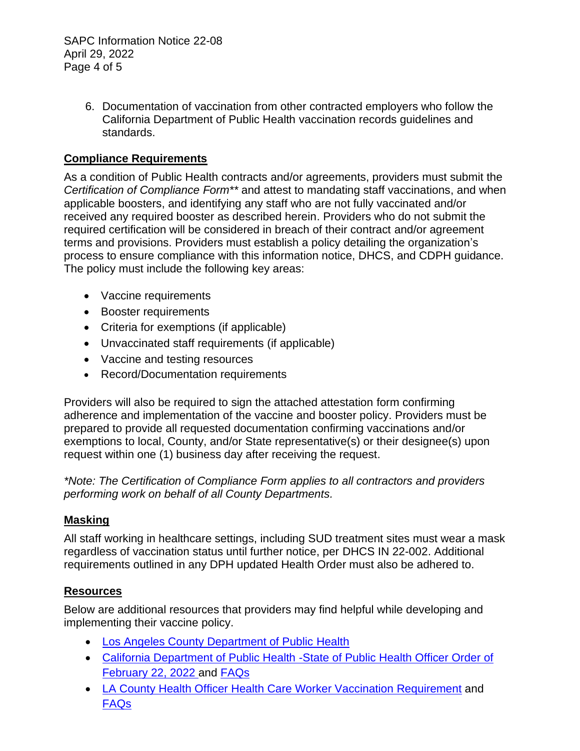6. Documentation of vaccination from other contracted employers who follow the California Department of Public Health vaccination records guidelines and standards.

## Compliance Requirements

As a condition of Public Health contracts and/or agreements, providers must submit the *Certification of Compliance Form*** and attest to mandating staff vaccinations, and when applicable boosters, and identifying any staff who are not fully vaccinated and/or received any required booster as described herein. Providers who do not submit the required certification will be considered in breach of their contract and/or agreement terms and provisions. Providers must establish a policy detailing the organization's process to ensure compliance with this information notice, DHCS, and CDPH guidance. The policy must include the following key areas:

- Vaccine requirements
- Booster requirements
- Criteria for exemptions (if applicable)
- Unvaccinated staff requirements (if applicable)
- Vaccine and testing resources
- Record/Documentation requirements

Providers will also be required to sign the attached attestation form confirming adherence and implementation of the vaccine and booster policy. Providers must be prepared to provide all requested documentation confirming vaccinations and/or exemptions to local, County, and/or State representative(s) or their designee(s) upon request within one (1) business day after receiving the request.

*\*Note: The Certification of Compliance Form applies to all contractors and providers performing work on behalf of all County Departments.*

## Masking

All staff working in healthcare settings, including SUD treatment sites must wear a mask regardless of vaccination status until further notice, per DHCS IN 22-002. Additional requirements outlined in any DPH updated Health Order must also be adhered to.

## Resources

Below are additional resources that providers may find helpful while developing and implementing their vaccine policy.

- Los Angeles County Department of Public Health
- California Department of Public Health -State of Public Health Officer Order of February 22, 2022 and FAQs
- LA County Health Officer Health Care Worker Vaccination Requirement and FAQs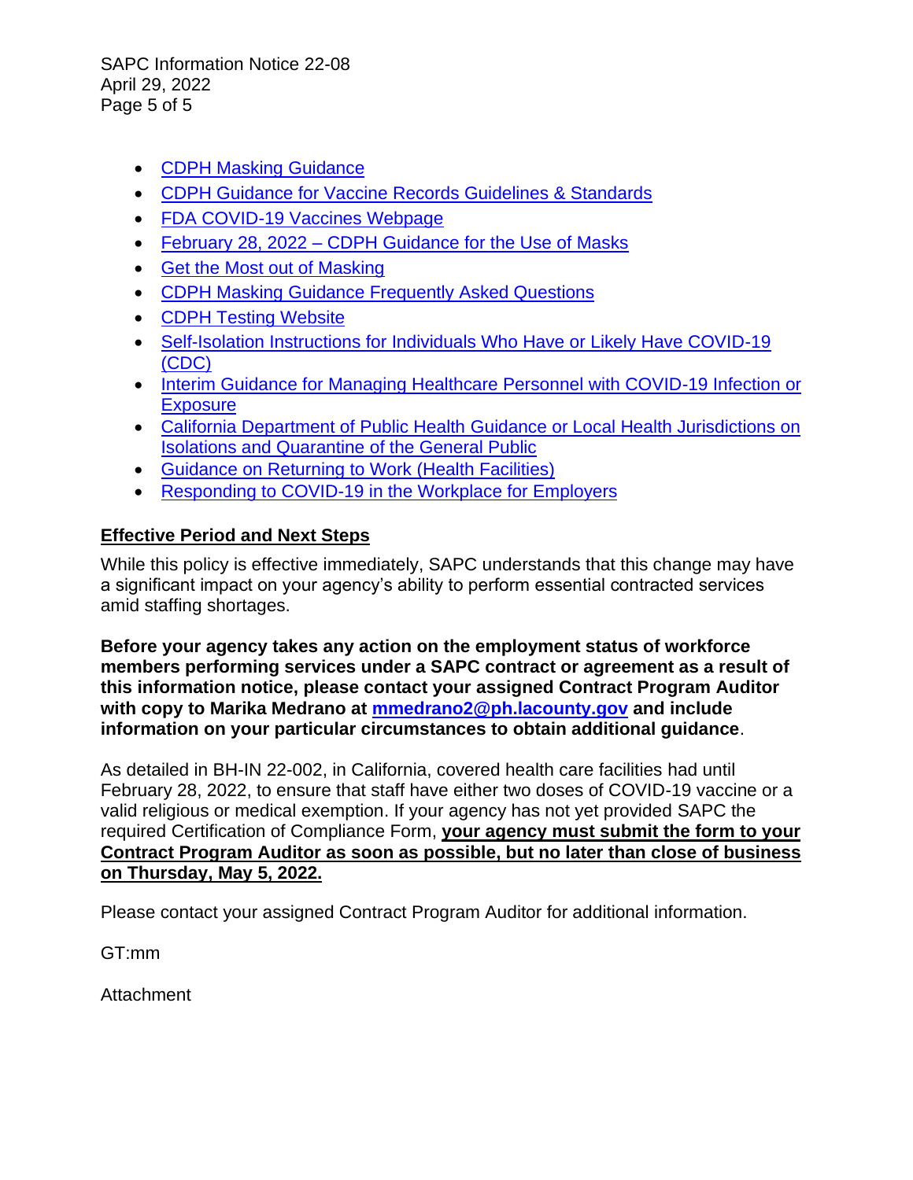- CDPH Masking Guidance
- CDPH Guidance for Vaccine Records Guidelines & Standards
- FDA COVID-19 Vaccines Webpage
- February 28, 2022 – CDPH Guidance for the Use of Masks
- Get the Most out of Masking
- CDPH Masking Guidance Frequently Asked Questions
- CDPH Testing Website
- Self-Isolation Instructions for Individuals Who Have or Likely Have COVID-19 (CDC)
- Interim Guidance for Managing Healthcare Personnel with COVID-19 Infection or Exposure
- California Department of Public Health Guidance or Local Health Jurisdictions on Isolations and Quarantine of the General Public
- Guidance on Returning to Work (Health Facilities)
- Responding to COVID-19 in the Workplace for Employers

## Effective Period and Next Steps

While this policy is effective immediately, SAPC understands that this change may have a significant impact on your agency's ability to perform essential contracted services amid staffing shortages.

**Before your agency takes any action on the employment status of workforce members performing services under a SAPC contract or agreement as a result of this information notice, please contact your assigned Contract Program Auditor with copy to Marika Medrano at mmedrano2@ph.lacounty.gov and include information on your particular circumstances to obtain additional guidance**.

As detailed in BH-IN 22-002, in California, covered health care facilities had until February 28, 2022, to ensure that staff have either two doses of COVID-19 vaccine or a valid religious or medical exemption. If your agency has not yet provided SAPC the required Certification of Compliance Form, **your agency must submit the form to your Contract Program Auditor as soon as possible, but no later than close of business on Thursday, May 5, 2022.**

Please contact your assigned Contract Program Auditor for additional information.

GT:mm

Attachment